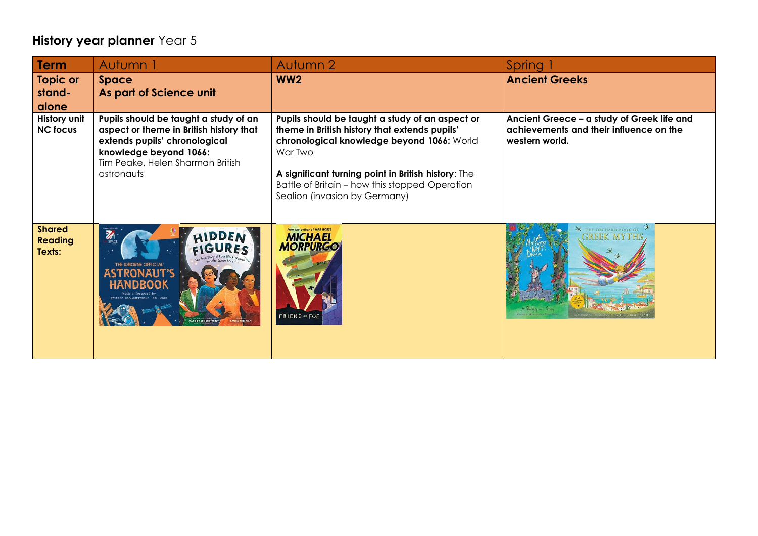**History year planner** Year 5

| Term | Autumn 1 | Autumn 2 | Spring 1 |
|---|---|---|---|
| **Topic or stand-alone** | **Space As part of Science unit** | **WW2** | **Ancient Greeks** |
| **History unit NC focus** | **Pupils should be taught a study of an aspect or theme in British history that extends pupils' chronological knowledge beyond 1066:** Tim Peake, Helen Sharman British astronauts | **Pupils should be taught a study of an aspect or theme in British history that extends pupils' chronological knowledge beyond 1066:** World War Two<br><br>**A significant turning point in British history**: The Battle of Britain – how this stopped Operation Sealion (invasion by Germany) | **Ancient Greece – a study of Greek life and achievements and their influence on the western world.** |
| **Shared Reading Texts:** | | | |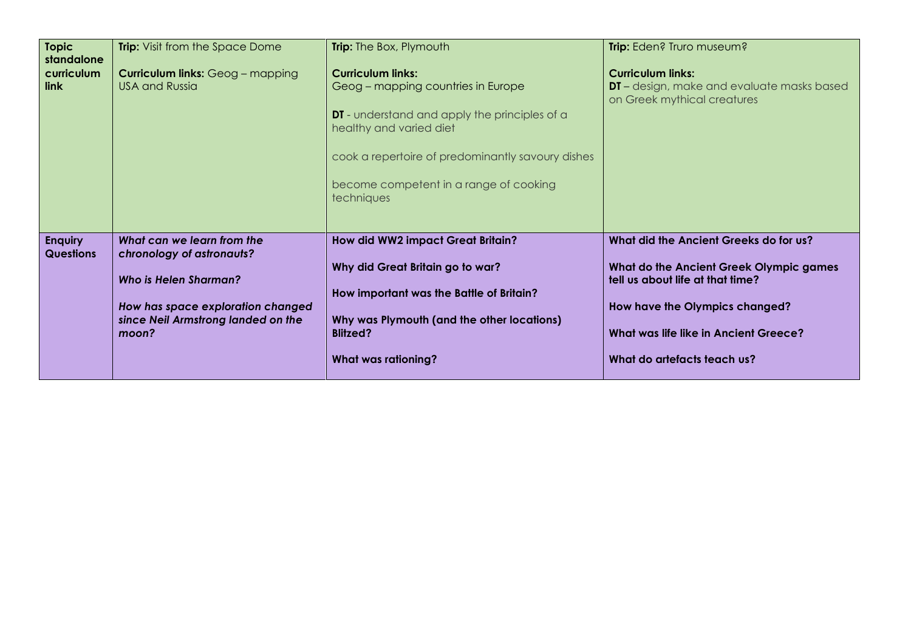| **Topic standalone curriculum link** | **Trip:** Visit from the Space Dome<br><br>**Curriculum links:** Geog – mapping USA and Russia | **Trip:** The Box, Plymouth<br><br>**Curriculum links:**<br>Geog – mapping countries in Europe<br><br>**DT** - understand and apply the principles of a healthy and varied diet<br><br>cook a repertoire of predominantly savoury dishes<br><br>become competent in a range of cooking techniques | **Trip:** Eden? Truro museum?<br><br>**Curriculum links:**<br>**DT** – design, make and evaluate masks based on Greek mythical creatures |
|---|---|---|---|
| **Enquiry Questions** | ***What can we learn from the chronology of astronauts?***<br><br>***Who is Helen Sharman?***<br><br>***How has space exploration changed since Neil Armstrong landed on the moon?*** | **How did WW2 impact Great Britain?**<br><br>**Why did Great Britain go to war?**<br><br>**How important was the Battle of Britain?**<br><br>**Why was Plymouth (and the other locations) Blitzed?**<br><br>**What was rationing?** | **What did the Ancient Greeks do for us?**<br><br>**What do the Ancient Greek Olympic games tell us about life at that time?**<br><br>**How have the Olympics changed?**<br><br>**What was life like in Ancient Greece?**<br><br>**What do artefacts teach us?** |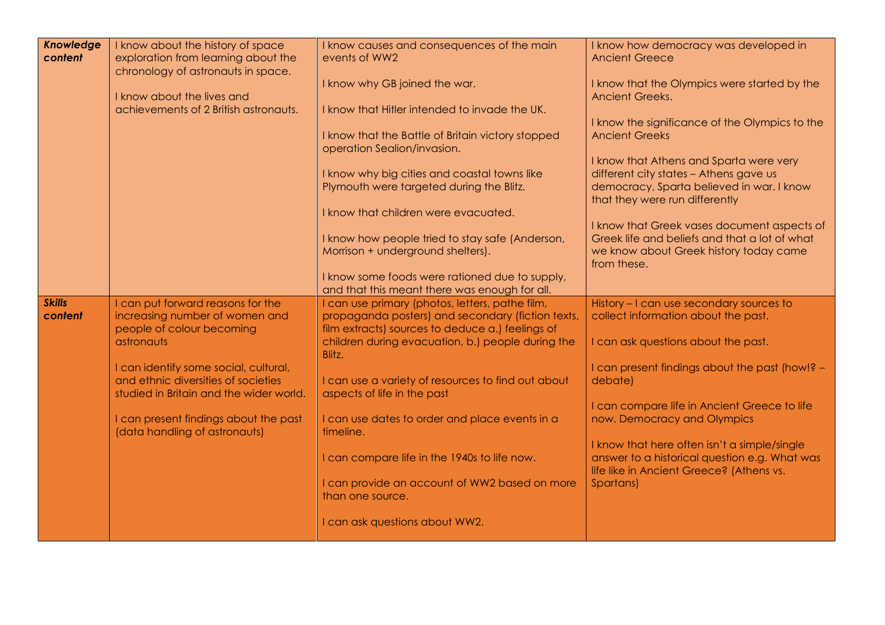| | | | |
|---|---|---|---|
| ***Knowledge content*** | I know about the history of space exploration from learning about the chronology of astronauts in space.<br><br>I know about the lives and achievements of 2 British astronauts. | I know causes and consequences of the main events of WW2<br><br>I know why GB joined the war.<br><br>I know that Hitler intended to invade the UK.<br><br>I know that the Battle of Britain victory stopped operation Sealion/invasion.<br><br>I know why big cities and coastal towns like Plymouth were targeted during the Blitz.<br><br>I know that children were evacuated.<br><br>I know how people tried to stay safe (Anderson, Morrison + underground shelters).<br><br>I know some foods were rationed due to supply, and that this meant there was enough for all. | I know how democracy was developed in Ancient Greece<br><br>I know that the Olympics were started by the Ancient Greeks.<br><br>I know the significance of the Olympics to the Ancient Greeks<br><br>I know that Athens and Sparta were very different city states – Athens gave us democracy, Sparta believed in war. I know that they were run differently<br><br>I know that Greek vases document aspects of Greek life and beliefs and that a lot of what we know about Greek history today came from these. |
| ***Skills content*** | I can put forward reasons for the increasing number of women and people of colour becoming astronauts<br><br>I can identify some social, cultural, and ethnic diversities of societies studied in Britain and the wider world.<br><br>I can present findings about the past (data handling of astronauts) | I can use primary (photos, letters, pathe film, propaganda posters) and secondary (fiction texts, film extracts) sources to deduce a.) feelings of children during evacuation, b.) people during the Blitz.<br><br>I can use a variety of resources to find out about aspects of life in the past<br><br>I can use dates to order and place events in a timeline.<br><br>I can compare life in the 1940s to life now.<br><br>I can provide an account of WW2 based on more than one source.<br><br>I can ask questions about WW2. | History – I can use secondary sources to collect information about the past.<br><br>I can ask questions about the past.<br><br>I can present findings about the past (how!? – debate)<br><br>I can compare life in Ancient Greece to life now. Democracy and Olympics<br><br>I know that here often isn't a simple/single answer to a historical question e.g. What was life like in Ancient Greece? (Athens vs. Spartans) |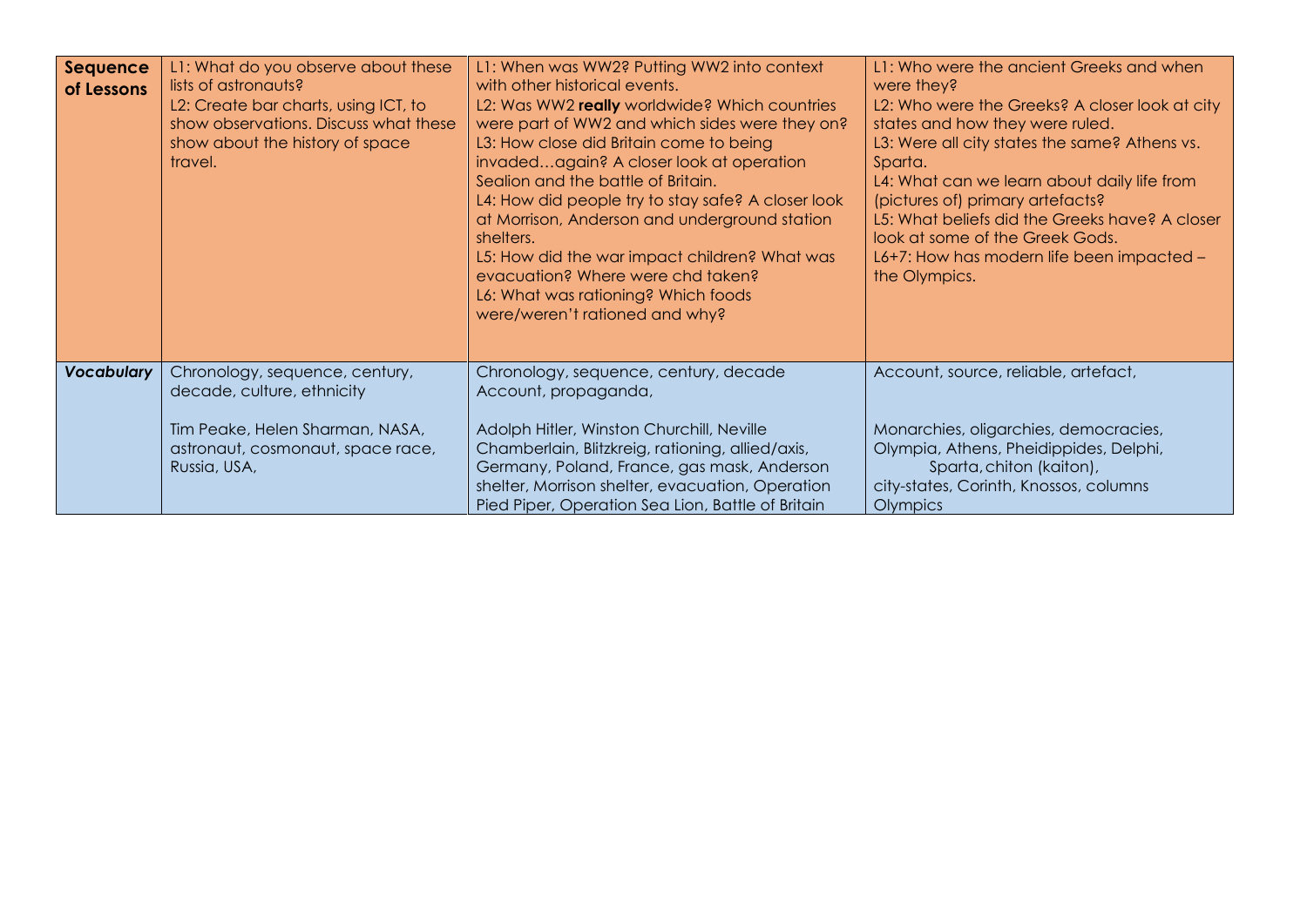| | | | |
|---|---|---|---|
| **Sequence of Lessons** | L1: What do you observe about these lists of astronauts?<br>L2: Create bar charts, using ICT, to show observations. Discuss what these show about the history of space travel. | L1: When was WW2? Putting WW2 into context with other historical events.<br>L2: Was WW2 **really** worldwide? Which countries were part of WW2 and which sides were they on?<br>L3: How close did Britain come to being invaded…again? A closer look at operation Sealion and the battle of Britain.<br>L4: How did people try to stay safe? A closer look at Morrison, Anderson and underground station shelters.<br>L5: How did the war impact children? What was evacuation? Where were chd taken?<br>L6: What was rationing? Which foods were/weren't rationed and why? | L1: Who were the ancient Greeks and when were they?<br>L2: Who were the Greeks? A closer look at city states and how they were ruled.<br>L3: Were all city states the same? Athens vs. Sparta.<br>L4: What can we learn about daily life from (pictures of) primary artefacts?<br>L5: What beliefs did the Greeks have? A closer look at some of the Greek Gods.<br>L6+7: How has modern life been impacted – the Olympics. |
| ***Vocabulary*** | Chronology, sequence, century, decade, culture, ethnicity<br><br>Tim Peake, Helen Sharman, NASA, astronaut, cosmonaut, space race, Russia, USA, | Chronology, sequence, century, decade<br>Account, propaganda,<br><br>Adolph Hitler, Winston Churchill, Neville Chamberlain, Blitzkreig, rationing, allied/axis, Germany, Poland, France, gas mask, Anderson shelter, Morrison shelter, evacuation, Operation Pied Piper, Operation Sea Lion, Battle of Britain | Account, source, reliable, artefact,<br><br>Monarchies, oligarchies, democracies, Olympia, Athens, Pheidippides, Delphi, Sparta, chiton (kaiton), city-states, Corinth, Knossos, columns Olympics |